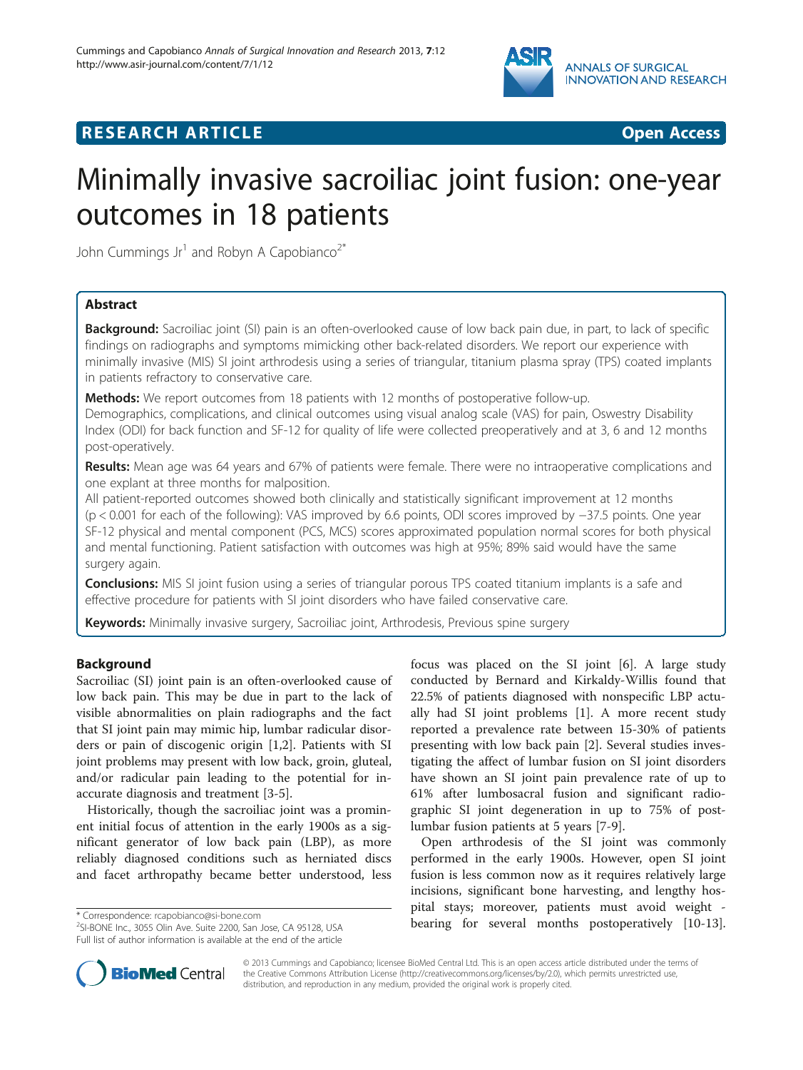RESEARCH ARTICLE Open Access

# Minimally invasive sacroiliac joint fusion: one-year outcomes in 18 patients

John Cummings Jr[1] and Robyn A Capobianco[2*]

## Abstract

**Background:** Sacroiliac joint (SI) pain is an often-overlooked cause of low back pain due, in part, to lack of specific findings on radiographs and symptoms mimicking other back-related disorders. We report our experience with minimally invasive (MIS) SI joint arthrodesis using a series of triangular, titanium plasma spray (TPS) coated implants in patients refractory to conservative care.

**Methods:** We report outcomes from 18 patients with 12 months of postoperative follow-up. Demographics, complications, and clinical outcomes using visual analog scale (VAS) for pain, Oswestry Disability Index (ODI) for back function and SF-12 for quality of life were collected preoperatively and at 3, 6 and 12 months post-operatively.

**Results:** Mean age was 64 years and 67% of patients were female. There were no intraoperative complications and one explant at three months for malposition.
All patient-reported outcomes showed both clinically and statistically significant improvement at 12 months ($p < 0.001$ for each of the following): VAS improved by 6.6 points, ODI scores improved by −37.5 points. One year SF-12 physical and mental component (PCS, MCS) scores approximated population normal scores for both physical and mental functioning. Patient satisfaction with outcomes was high at 95%; 89% said would have the same surgery again.

**Conclusions:** MIS SI joint fusion using a series of triangular porous TPS coated titanium implants is a safe and effective procedure for patients with SI joint disorders who have failed conservative care.

**Keywords:** Minimally invasive surgery, Sacroiliac joint, Arthrodesis, Previous spine surgery

## Background

Sacroiliac (SI) joint pain is an often-overlooked cause of low back pain. This may be due in part to the lack of visible abnormalities on plain radiographs and the fact that SI joint pain may mimic hip, lumbar radicular disorders or pain of discogenic origin [1,2]. Patients with SI joint problems may present with low back, groin, gluteal, and/or radicular pain leading to the potential for inaccurate diagnosis and treatment [3-5].

Historically, though the sacroiliac joint was a prominent initial focus of attention in the early 1900s as a significant generator of low back pain (LBP), as more reliably diagnosed conditions such as herniated discs and facet arthropathy became better understood, less focus was placed on the SI joint [6]. A large study conducted by Bernard and Kirkaldy-Willis found that 22.5% of patients diagnosed with nonspecific LBP actually had SI joint problems [1]. A more recent study reported a prevalence rate between 15-30% of patients presenting with low back pain [2]. Several studies investigating the affect of lumbar fusion on SI joint disorders have shown an SI joint pain prevalence rate of up to 61% after lumbosacral fusion and significant radiographic SI joint degeneration in up to 75% of post-lumbar fusion patients at 5 years [7-9].

Open arthrodesis of the SI joint was commonly performed in the early 1900s. However, open SI joint fusion is less common now as it requires relatively large incisions, significant bone harvesting, and lengthy hospital stays; moreover, patients must avoid weight - bearing for several months postoperatively [10-13].

\* Correspondence: rcapobianco@si-bone.com
[2]SI-BONE Inc., 3055 Olin Ave. Suite 2200, San Jose, CA 95128, USA
Full list of author information is available at the end of the article

© 2013 Cummings and Capobianco; licensee BioMed Central Ltd. This is an open access article distributed under the terms of the Creative Commons Attribution License (http://creativecommons.org/licenses/by/2.0), which permits unrestricted use, distribution, and reproduction in any medium, provided the original work is properly cited.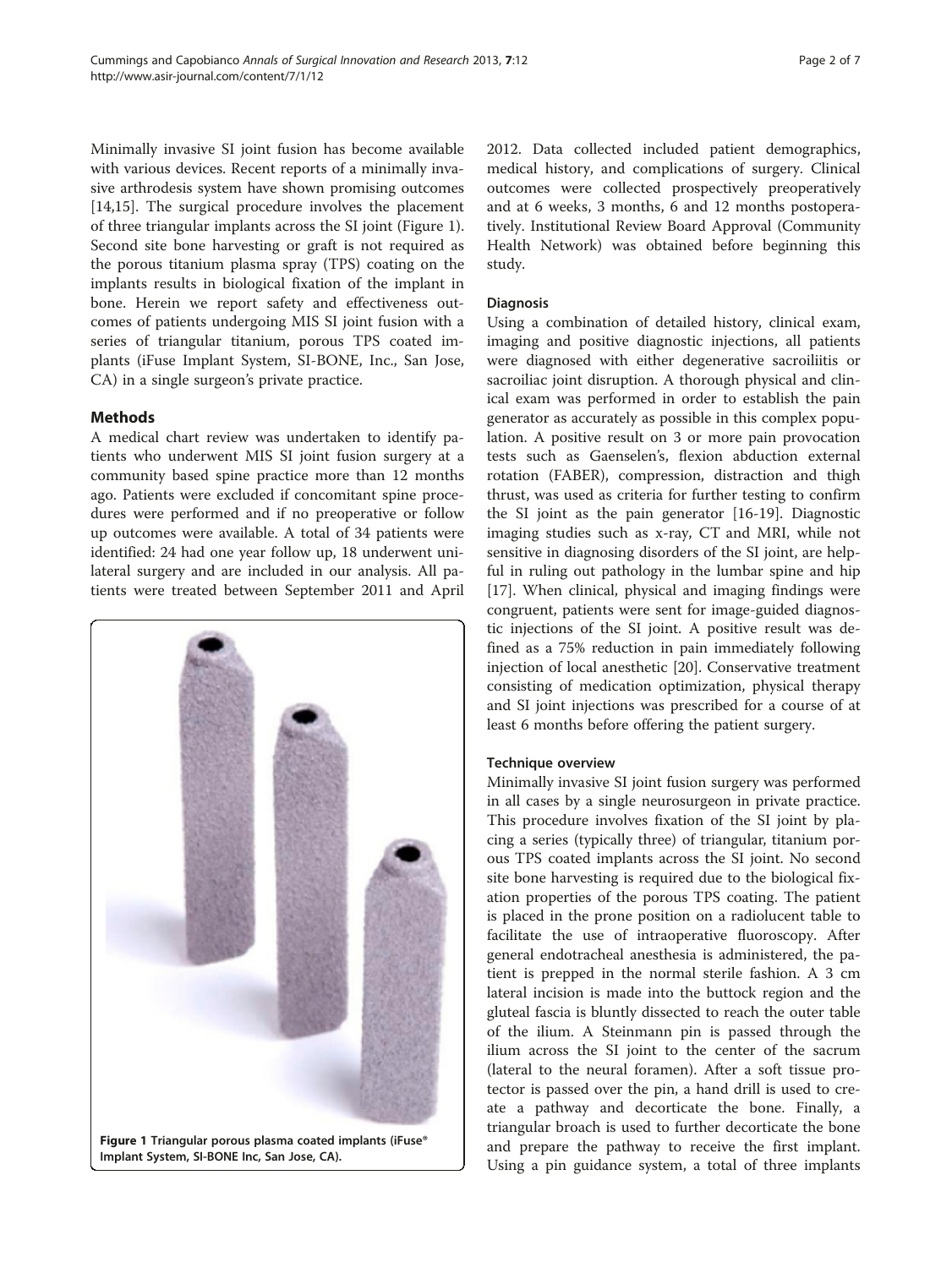Minimally invasive SI joint fusion has become available with various devices. Recent reports of a minimally invasive arthrodesis system have shown promising outcomes [14,15]. The surgical procedure involves the placement of three triangular implants across the SI joint (Figure 1). Second site bone harvesting or graft is not required as the porous titanium plasma spray (TPS) coating on the implants results in biological fixation of the implant in bone. Herein we report safety and effectiveness outcomes of patients undergoing MIS SI joint fusion with a series of triangular titanium, porous TPS coated implants (iFuse Implant System, SI-BONE, Inc., San Jose, CA) in a single surgeon's private practice.

## Methods

A medical chart review was undertaken to identify patients who underwent MIS SI joint fusion surgery at a community based spine practice more than 12 months ago. Patients were excluded if concomitant spine procedures were performed and if no preoperative or follow up outcomes were available. A total of 34 patients were identified: 24 had one year follow up, 18 underwent unilateral surgery and are included in our analysis. All patients were treated between September 2011 and April 2012. Data collected included patient demographics, medical history, and complications of surgery. Clinical outcomes were collected prospectively preoperatively and at 6 weeks, 3 months, 6 and 12 months postoperatively. Institutional Review Board Approval (Community Health Network) was obtained before beginning this study.

**Figure 1 Triangular porous plasma coated implants (iFuse® Implant System, SI-BONE Inc, San Jose, CA).**

### Diagnosis

Using a combination of detailed history, clinical exam, imaging and positive diagnostic injections, all patients were diagnosed with either degenerative sacroiliitis or sacroiliac joint disruption. A thorough physical and clinical exam was performed in order to establish the pain generator as accurately as possible in this complex population. A positive result on 3 or more pain provocation tests such as Gaenselen's, flexion abduction external rotation (FABER), compression, distraction and thigh thrust, was used as criteria for further testing to confirm the SI joint as the pain generator [16-19]. Diagnostic imaging studies such as x-ray, CT and MRI, while not sensitive in diagnosing disorders of the SI joint, are helpful in ruling out pathology in the lumbar spine and hip [17]. When clinical, physical and imaging findings were congruent, patients were sent for image-guided diagnostic injections of the SI joint. A positive result was defined as a 75% reduction in pain immediately following injection of local anesthetic [20]. Conservative treatment consisting of medication optimization, physical therapy and SI joint injections was prescribed for a course of at least 6 months before offering the patient surgery.

### Technique overview

Minimally invasive SI joint fusion surgery was performed in all cases by a single neurosurgeon in private practice. This procedure involves fixation of the SI joint by placing a series (typically three) of triangular, titanium porous TPS coated implants across the SI joint. No second site bone harvesting is required due to the biological fixation properties of the porous TPS coating. The patient is placed in the prone position on a radiolucent table to facilitate the use of intraoperative fluoroscopy. After general endotracheal anesthesia is administered, the patient is prepped in the normal sterile fashion. A 3 cm lateral incision is made into the buttock region and the gluteal fascia is bluntly dissected to reach the outer table of the ilium. A Steinmann pin is passed through the ilium across the SI joint to the center of the sacrum (lateral to the neural foramen). After a soft tissue protector is passed over the pin, a hand drill is used to create a pathway and decorticate the bone. Finally, a triangular broach is used to further decorticate the bone and prepare the pathway to receive the first implant. Using a pin guidance system, a total of three implants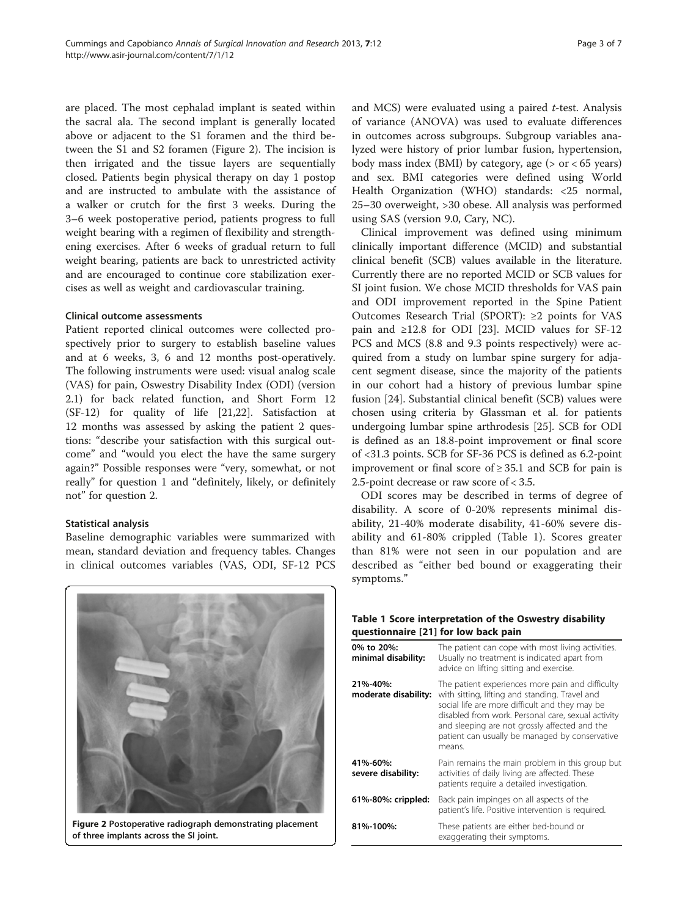are placed. The most cephalad implant is seated within the sacral ala. The second implant is generally located above or adjacent to the S1 foramen and the third between the S1 and S2 foramen (Figure 2). The incision is then irrigated and the tissue layers are sequentially closed. Patients begin physical therapy on day 1 postop and are instructed to ambulate with the assistance of a walker or crutch for the first 3 weeks. During the 3–6 week postoperative period, patients progress to full weight bearing with a regimen of flexibility and strengthening exercises. After 6 weeks of gradual return to full weight bearing, patients are back to unrestricted activity and are encouraged to continue core stabilization exercises as well as weight and cardiovascular training.

### Clinical outcome assessments

Patient reported clinical outcomes were collected prospectively prior to surgery to establish baseline values and at 6 weeks, 3, 6 and 12 months post-operatively. The following instruments were used: visual analog scale (VAS) for pain, Oswestry Disability Index (ODI) (version 2.1) for back related function, and Short Form 12 (SF-12) for quality of life [21,22]. Satisfaction at 12 months was assessed by asking the patient 2 questions: "describe your satisfaction with this surgical outcome" and "would you elect the have the same surgery again?" Possible responses were "very, somewhat, or not really" for question 1 and "definitely, likely, or definitely not" for question 2.

### Statistical analysis

Baseline demographic variables were summarized with mean, standard deviation and frequency tables. Changes in clinical outcomes variables (VAS, ODI, SF-12 PCS and MCS) were evaluated using a paired *t*-test. Analysis of variance (ANOVA) was used to evaluate differences in outcomes across subgroups. Subgroup variables analyzed were history of prior lumbar fusion, hypertension, body mass index (BMI) by category, age (> or < 65 years) and sex. BMI categories were defined using World Health Organization (WHO) standards: <25 normal, 25–30 overweight, >30 obese. All analysis was performed using SAS (version 9.0, Cary, NC).

Clinical improvement was defined using minimum clinically important difference (MCID) and substantial clinical benefit (SCB) values available in the literature. Currently there are no reported MCID or SCB values for SI joint fusion. We chose MCID thresholds for VAS pain and ODI improvement reported in the Spine Patient Outcomes Research Trial (SPORT): ≥2 points for VAS pain and ≥12.8 for ODI [23]. MCID values for SF-12 PCS and MCS (8.8 and 9.3 points respectively) were acquired from a study on lumbar spine surgery for adjacent segment disease, since the majority of the patients in our cohort had a history of previous lumbar spine fusion [24]. Substantial clinical benefit (SCB) values were chosen using criteria by Glassman et al. for patients undergoing lumbar spine arthrodesis [25]. SCB for ODI is defined as an 18.8-point improvement or final score of <31.3 points. SCB for SF-36 PCS is defined as 6.2-point improvement or final score of ≥ 35.1 and SCB for pain is 2.5-point decrease or raw score of < 3.5.

ODI scores may be described in terms of degree of disability. A score of 0-20% represents minimal disability, 21-40% moderate disability, 41-60% severe disability and 61-80% crippled (Table 1). Scores greater than 81% were not seen in our population and are described as "either bed bound or exaggerating their symptoms."

Figure 2 Postoperative radiograph demonstrating placement of three implants across the SI joint.

**Table 1 Score interpretation of the Oswestry disability questionnaire [21] for low back pain**

| | |
|---|---|
| **0% to 20%: minimal disability:** | The patient can cope with most living activities. Usually no treatment is indicated apart from advice on lifting sitting and exercise. |
| **21%-40%: moderate disability:** | The patient experiences more pain and difficulty with sitting, lifting and standing. Travel and social life are more difficult and they may be disabled from work. Personal care, sexual activity and sleeping are not grossly affected and the patient can usually be managed by conservative means. |
| **41%-60%: severe disability:** | Pain remains the main problem in this group but activities of daily living are affected. These patients require a detailed investigation. |
| **61%-80%: crippled:** | Back pain impinges on all aspects of the patient's life. Positive intervention is required. |
| **81%-100%:** | These patients are either bed-bound or exaggerating their symptoms. |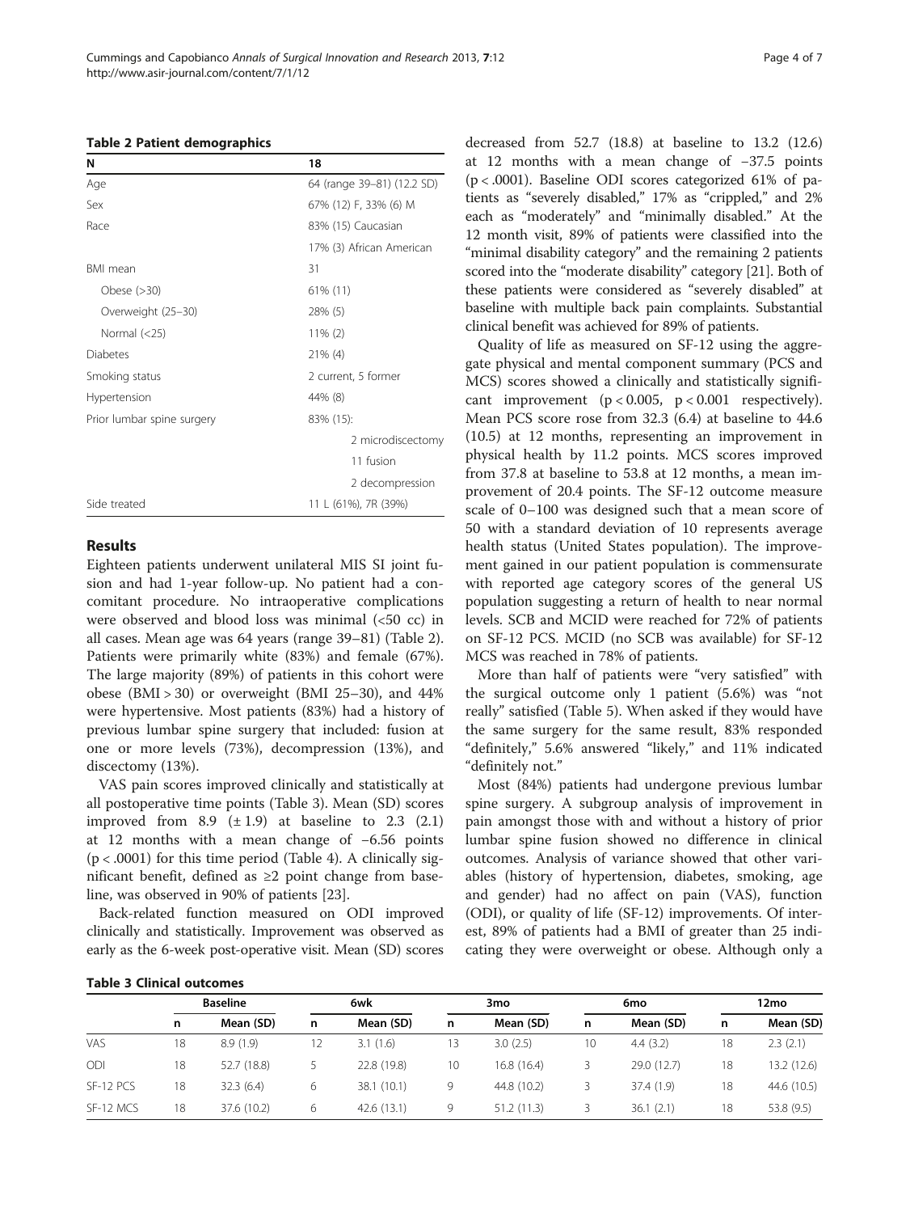**Table 2 Patient demographics**

| N | 18 |
|---|---|
| Age | 64 (range 39–81) (12.2 SD) |
| Sex | 67% (12) F, 33% (6) M |
| Race | 83% (15) Caucasian |
| | 17% (3) African American |
| BMI mean | 31 |
| Obese (>30) | 61% (11) |
| Overweight (25–30) | 28% (5) |
| Normal (<25) | 11% (2) |
| Diabetes | 21% (4) |
| Smoking status | 2 current, 5 former |
| Hypertension | 44% (8) |
| Prior lumbar spine surgery | 83% (15): |
| | 2 microdiscectomy |
| | 11 fusion |
| | 2 decompression |
| Side treated | 11 L (61%), 7R (39%) |

## Results

Eighteen patients underwent unilateral MIS SI joint fusion and had 1-year follow-up. No patient had a concomitant procedure. No intraoperative complications were observed and blood loss was minimal (<50 cc) in all cases. Mean age was 64 years (range 39–81) (Table 2). Patients were primarily white (83%) and female (67%). The large majority (89%) of patients in this cohort were obese (BMI > 30) or overweight (BMI 25–30), and 44% were hypertensive. Most patients (83%) had a history of previous lumbar spine surgery that included: fusion at one or more levels (73%), decompression (13%), and discectomy (13%).

VAS pain scores improved clinically and statistically at all postoperative time points (Table 3). Mean (SD) scores improved from 8.9 (± 1.9) at baseline to 2.3 (2.1) at 12 months with a mean change of −6.56 points ($p < .0001$) for this time period (Table 4). A clinically significant benefit, defined as ≥2 point change from baseline, was observed in 90% of patients [23].

Back-related function measured on ODI improved clinically and statistically. Improvement was observed as early as the 6-week post-operative visit. Mean (SD) scores decreased from 52.7 (18.8) at baseline to 13.2 (12.6) at 12 months with a mean change of −37.5 points ($p < .0001$). Baseline ODI scores categorized 61% of patients as "severely disabled," 17% as "crippled," and 2% each as "moderately" and "minimally disabled." At the 12 month visit, 89% of patients were classified into the "minimal disability category" and the remaining 2 patients scored into the "moderate disability" category [21]. Both of these patients were considered as "severely disabled" at baseline with multiple back pain complaints. Substantial clinical benefit was achieved for 89% of patients.

Quality of life as measured on SF-12 using the aggregate physical and mental component summary (PCS and MCS) scores showed a clinically and statistically significant improvement ($p < 0.005$, $p < 0.001$ respectively). Mean PCS score rose from 32.3 (6.4) at baseline to 44.6 (10.5) at 12 months, representing an improvement in physical health by 11.2 points. MCS scores improved from 37.8 at baseline to 53.8 at 12 months, a mean improvement of 20.4 points. The SF-12 outcome measure scale of 0–100 was designed such that a mean score of 50 with a standard deviation of 10 represents average health status (United States population). The improvement gained in our patient population is commensurate with reported age category scores of the general US population suggesting a return of health to near normal levels. SCB and MCID were reached for 72% of patients on SF-12 PCS. MCID (no SCB was available) for SF-12 MCS was reached in 78% of patients.

More than half of patients were "very satisfied" with the surgical outcome only 1 patient (5.6%) was "not really" satisfied (Table 5). When asked if they would have the surgery for the same result, 83% responded "definitely," 5.6% answered "likely," and 11% indicated "definitely not."

Most (84%) patients had undergone previous lumbar spine surgery. A subgroup analysis of improvement in pain amongst those with and without a history of prior lumbar spine fusion showed no difference in clinical outcomes. Analysis of variance showed that other variables (history of hypertension, diabetes, smoking, age and gender) had no affect on pain (VAS), function (ODI), or quality of life (SF-12) improvements. Of interest, 89% of patients had a BMI of greater than 25 indicating they were overweight or obese. Although only a

**Table 3 Clinical outcomes**

| | Baseline | | 6wk | | 3mo | | 6mo | | 12mo | |
|---|---|---|---|---|---|---|---|---|---|---|
| | n | Mean (SD) | n | Mean (SD) | n | Mean (SD) | n | Mean (SD) | n | Mean (SD) |
| VAS | 18 | 8.9 (1.9) | 12 | 3.1 (1.6) | 13 | 3.0 (2.5) | 10 | 4.4 (3.2) | 18 | 2.3 (2.1) |
| ODI | 18 | 52.7 (18.8) | 5 | 22.8 (19.8) | 10 | 16.8 (16.4) | 3 | 29.0 (12.7) | 18 | 13.2 (12.6) |
| SF-12 PCS | 18 | 32.3 (6.4) | 6 | 38.1 (10.1) | 9 | 44.8 (10.2) | 3 | 37.4 (1.9) | 18 | 44.6 (10.5) |
| SF-12 MCS | 18 | 37.6 (10.2) | 6 | 42.6 (13.1) | 9 | 51.2 (11.3) | 3 | 36.1 (2.1) | 18 | 53.8 (9.5) |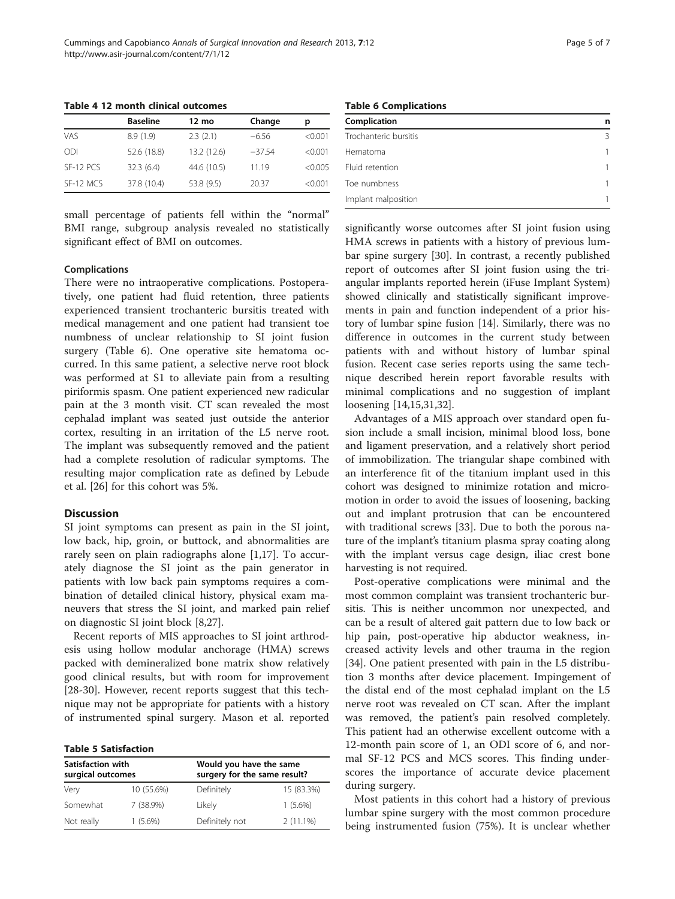**Table 4 12 month clinical outcomes**

| | Baseline | 12 mo | Change | p |
|---|---|---|---|---|
| VAS | 8.9 (1.9) | 2.3 (2.1) | −6.56 | <0.001 |
| ODI | 52.6 (18.8) | 13.2 (12.6) | −37.54 | <0.001 |
| SF-12 PCS | 32.3 (6.4) | 44.6 (10.5) | 11.19 | <0.005 |
| SF-12 MCS | 37.8 (10.4) | 53.8 (9.5) | 20.37 | <0.001 |

small percentage of patients fell within the "normal" BMI range, subgroup analysis revealed no statistically significant effect of BMI on outcomes.

### Complications

There were no intraoperative complications. Postoperatively, one patient had fluid retention, three patients experienced transient trochanteric bursitis treated with medical management and one patient had transient toe numbness of unclear relationship to SI joint fusion surgery (Table 6). One operative site hematoma occurred. In this same patient, a selective nerve root block was performed at S1 to alleviate pain from a resulting piriformis spasm. One patient experienced new radicular pain at the 3 month visit. CT scan revealed the most cephalad implant was seated just outside the anterior cortex, resulting in an irritation of the L5 nerve root. The implant was subsequently removed and the patient had a complete resolution of radicular symptoms. The resulting major complication rate as defined by Lebude et al. [26] for this cohort was 5%.

## Discussion

SI joint symptoms can present as pain in the SI joint, low back, hip, groin, or buttock, and abnormalities are rarely seen on plain radiographs alone [1,17]. To accurately diagnose the SI joint as the pain generator in patients with low back pain symptoms requires a combination of detailed clinical history, physical exam maneuvers that stress the SI joint, and marked pain relief on diagnostic SI joint block [8,27].

Recent reports of MIS approaches to SI joint arthrodesis using hollow modular anchorage (HMA) screws packed with demineralized bone matrix show relatively good clinical results, but with room for improvement [28-30]. However, recent reports suggest that this technique may not be appropriate for patients with a history of instrumented spinal surgery. Mason et al. reported

**Table 5 Satisfaction**

| Satisfaction with surgical outcomes | | Would you have the same surgery for the same result? | |
|---|---|---|---|
| Very | 10 (55.6%) | Definitely | 15 (83.3%) |
| Somewhat | 7 (38.9%) | Likely | 1 (5.6%) |
| Not really | 1 (5.6%) | Definitely not | 2 (11.1%) |

**Table 6 Complications**

| Complication | n |
|---|---|
| Trochanteric bursitis | 3 |
| Hematoma | 1 |
| Fluid retention | 1 |
| Toe numbness | 1 |
| Implant malposition | 1 |

significantly worse outcomes after SI joint fusion using HMA screws in patients with a history of previous lumbar spine surgery [30]. In contrast, a recently published report of outcomes after SI joint fusion using the triangular implants reported herein (iFuse Implant System) showed clinically and statistically significant improvements in pain and function independent of a prior history of lumbar spine fusion [14]. Similarly, there was no difference in outcomes in the current study between patients with and without history of lumbar spinal fusion. Recent case series reports using the same technique described herein report favorable results with minimal complications and no suggestion of implant loosening [14,15,31,32].

Advantages of a MIS approach over standard open fusion include a small incision, minimal blood loss, bone and ligament preservation, and a relatively short period of immobilization. The triangular shape combined with an interference fit of the titanium implant used in this cohort was designed to minimize rotation and micromotion in order to avoid the issues of loosening, backing out and implant protrusion that can be encountered with traditional screws [33]. Due to both the porous nature of the implant's titanium plasma spray coating along with the implant versus cage design, iliac crest bone harvesting is not required.

Post-operative complications were minimal and the most common complaint was transient trochanteric bursitis. This is neither uncommon nor unexpected, and can be a result of altered gait pattern due to low back or hip pain, post-operative hip abductor weakness, increased activity levels and other trauma in the region [34]. One patient presented with pain in the L5 distribution 3 months after device placement. Impingement of the distal end of the most cephalad implant on the L5 nerve root was revealed on CT scan. After the implant was removed, the patient's pain resolved completely. This patient had an otherwise excellent outcome with a 12-month pain score of 1, an ODI score of 6, and normal SF-12 PCS and MCS scores. This finding underscores the importance of accurate device placement during surgery.

Most patients in this cohort had a history of previous lumbar spine surgery with the most common procedure being instrumented fusion (75%). It is unclear whether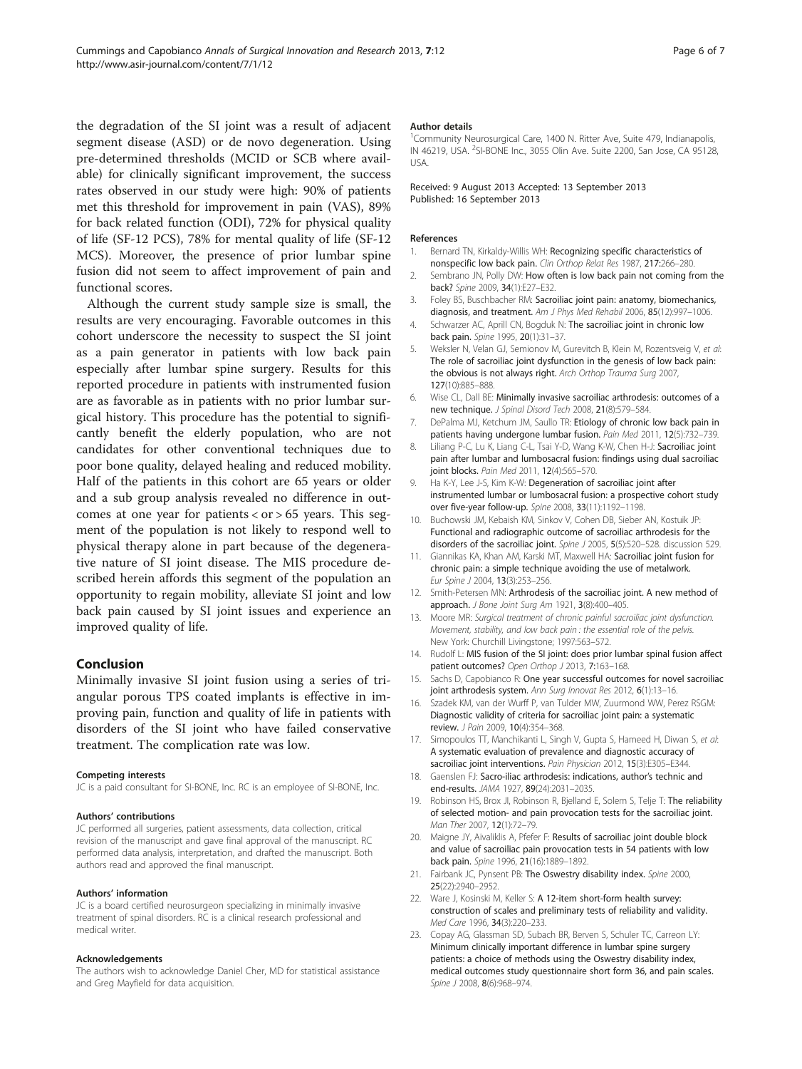the degradation of the SI joint was a result of adjacent segment disease (ASD) or de novo degeneration. Using pre-determined thresholds (MCID or SCB where available) for clinically significant improvement, the success rates observed in our study were high: 90% of patients met this threshold for improvement in pain (VAS), 89% for back related function (ODI), 72% for physical quality of life (SF-12 PCS), 78% for mental quality of life (SF-12 MCS). Moreover, the presence of prior lumbar spine fusion did not seem to affect improvement of pain and functional scores.

Although the current study sample size is small, the results are very encouraging. Favorable outcomes in this cohort underscore the necessity to suspect the SI joint as a pain generator in patients with low back pain especially after lumbar spine surgery. Results for this reported procedure in patients with instrumented fusion are as favorable as in patients with no prior lumbar surgical history. This procedure has the potential to significantly benefit the elderly population, who are not candidates for other conventional techniques due to poor bone quality, delayed healing and reduced mobility. Half of the patients in this cohort are 65 years or older and a sub group analysis revealed no difference in outcomes at one year for patients < or > 65 years. This segment of the population is not likely to respond well to physical therapy alone in part because of the degenerative nature of SI joint disease. The MIS procedure described herein affords this segment of the population an opportunity to regain mobility, alleviate SI joint and low back pain caused by SI joint issues and experience an improved quality of life.

## Conclusion

Minimally invasive SI joint fusion using a series of triangular porous TPS coated implants is effective in improving pain, function and quality of life in patients with disorders of the SI joint who have failed conservative treatment. The complication rate was low.

#### Competing interests

JC is a paid consultant for SI-BONE, Inc. RC is an employee of SI-BONE, Inc.

#### Authors' contributions

JC performed all surgeries, patient assessments, data collection, critical revision of the manuscript and gave final approval of the manuscript. RC performed data analysis, interpretation, and drafted the manuscript. Both authors read and approved the final manuscript.

#### Authors' information

JC is a board certified neurosurgeon specializing in minimally invasive treatment of spinal disorders. RC is a clinical research professional and medical writer.

#### Acknowledgements

The authors wish to acknowledge Daniel Cher, MD for statistical assistance and Greg Mayfield for data acquisition.

#### Author details

[1]Community Neurosurgical Care, 1400 N. Ritter Ave, Suite 479, Indianapolis, IN 46219, USA. [2]SI-BONE Inc., 3055 Olin Ave. Suite 2200, San Jose, CA 95128, USA.

Received: 9 August 2013 Accepted: 13 September 2013
Published: 16 September 2013

#### References

1. Bernard TN, Kirkaldy-Willis WH: **Recognizing specific characteristics of nonspecific low back pain.** *Clin Orthop Relat Res* 1987, **217:**266–280.
2. Sembrano JN, Polly DW: **How often is low back pain not coming from the back?** *Spine* 2009, **34**(1):E27–E32.
3. Foley BS, Buschbacher RM: **Sacroiliac joint pain: anatomy, biomechanics, diagnosis, and treatment.** *Am J Phys Med Rehabil* 2006, **85**(12):997–1006.
4. Schwarzer AC, Aprill CN, Bogduk N: **The sacroiliac joint in chronic low back pain.** *Spine* 1995, **20**(1):31–37.
5. Weksler N, Velan GJ, Semionov M, Gurevitch B, Klein M, Rozentsveig V, *et al*: **The role of sacroiliac joint dysfunction in the genesis of low back pain: the obvious is not always right.** *Arch Orthop Trauma Surg* 2007, **127**(10):885–888.
6. Wise CL, Dall BE: **Minimally invasive sacroiliac arthrodesis: outcomes of a new technique.** *J Spinal Disord Tech* 2008, **21**(8):579–584.
7. DePalma MJ, Ketchum JM, Saullo TR: **Etiology of chronic low back pain in patients having undergone lumbar fusion.** *Pain Med* 2011, **12**(5):732–739.
8. Liliang P-C, Lu K, Liang C-L, Tsai Y-D, Wang K-W, Chen H-J: **Sacroiliac joint pain after lumbar and lumbosacral fusion: findings using dual sacroiliac joint blocks.** *Pain Med* 2011, **12**(4):565–570.
9. Ha K-Y, Lee J-S, Kim K-W: **Degeneration of sacroiliac joint after instrumented lumbar or lumbosacral fusion: a prospective cohort study over five-year follow-up.** *Spine* 2008, **33**(11):1192–1198.
10. Buchowski JM, Kebaish KM, Sinkov V, Cohen DB, Sieber AN, Kostuik JP: **Functional and radiographic outcome of sacroiliac arthrodesis for the disorders of the sacroiliac joint.** *Spine J* 2005, **5**(5):520–528. discussion 529.
11. Giannikas KA, Khan AM, Karski MT, Maxwell HA: **Sacroiliac joint fusion for chronic pain: a simple technique avoiding the use of metalwork.** *Eur Spine J* 2004, **13**(3):253–256.
12. Smith-Petersen MN: **Arthrodesis of the sacroiliac joint. A new method of approach.** *J Bone Joint Surg Am* 1921, **3**(8):400–405.
13. Moore MR: *Surgical treatment of chronic painful sacroiliac joint dysfunction. Movement, stability, and low back pain : the essential role of the pelvis.* New York: Churchill Livingstone; 1997:563–572.
14. Rudolf L: **MIS fusion of the SI joint: does prior lumbar spinal fusion affect patient outcomes?** *Open Orthop J* 2013, **7:**163–168.
15. Sachs D, Capobianco R: **One year successful outcomes for novel sacroiliac joint arthrodesis system.** *Ann Surg Innovat Res* 2012, **6**(1):13–16.
16. Szadek KM, van der Wurff P, van Tulder MW, Zuurmond WW, Perez RSGM: **Diagnostic validity of criteria for sacroiliac joint pain: a systematic review.** *J Pain* 2009, **10**(4):354–368.
17. Simopoulos TT, Manchikanti L, Singh V, Gupta S, Hameed H, Diwan S, *et al*: **A systematic evaluation of prevalence and diagnostic accuracy of sacroiliac joint interventions.** *Pain Physician* 2012, **15**(3):E305–E344.
18. Gaenslen FJ: **Sacro-iliac arthrodesis: indications, author's technic and end-results.** *JAMA* 1927, **89**(24):2031–2035.
19. Robinson HS, Brox JI, Robinson R, Bjelland E, Solem S, Telje T: **The reliability of selected motion- and pain provocation tests for the sacroiliac joint.** *Man Ther* 2007, **12**(1):72–79.
20. Maigne JY, Aivaliklis A, Pfefer F: **Results of sacroiliac joint double block and value of sacroiliac pain provocation tests in 54 patients with low back pain.** *Spine* 1996, **21**(16):1889–1892.
21. Fairbank JC, Pynsent PB: **The Oswestry disability index.** *Spine* 2000, **25**(22):2940–2952.
22. Ware J, Kosinski M, Keller S: **A 12-item short-form health survey: construction of scales and preliminary tests of reliability and validity.** *Med Care* 1996, **34**(3):220–233.
23. Copay AG, Glassman SD, Subach BR, Berven S, Schuler TC, Carreon LY: **Minimum clinically important difference in lumbar spine surgery patients: a choice of methods using the Oswestry disability index, medical outcomes study questionnaire short form 36, and pain scales.** *Spine J* 2008, **8**(6):968–974.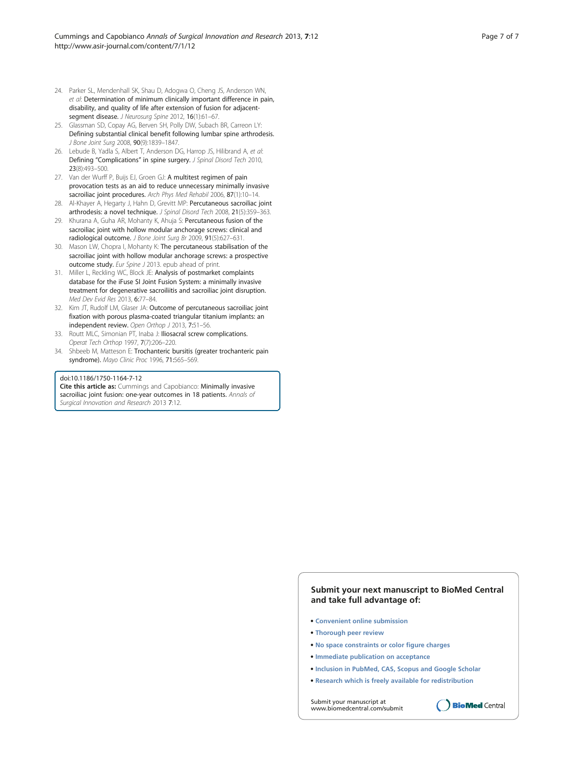24. Parker SL, Mendenhall SK, Shau D, Adogwa O, Cheng JS, Anderson WN, *et al*: **Determination of minimum clinically important difference in pain, disability, and quality of life after extension of fusion for adjacent-segment disease.** *J Neurosurg Spine* 2012, **16**(1):61–67.
25. Glassman SD, Copay AG, Berven SH, Polly DW, Subach BR, Carreon LY: **Defining substantial clinical benefit following lumbar spine arthrodesis.** *J Bone Joint Surg* 2008, **90**(9):1839–1847.
26. Lebude B, Yadla S, Albert T, Anderson DG, Harrop JS, Hilibrand A, *et al*: **Defining "Complications" in spine surgery.** *J Spinal Disord Tech* 2010, **23**(8):493–500.
27. Van der Wurff P, Buijs EJ, Groen GJ: **A multitest regimen of pain provocation tests as an aid to reduce unnecessary minimally invasive sacroiliac joint procedures.** *Arch Phys Med Rehabil* 2006, **87**(1):10–14.
28. Al-Khayer A, Hegarty J, Hahn D, Grevitt MP: **Percutaneous sacroiliac joint arthrodesis: a novel technique.** *J Spinal Disord Tech* 2008, **21**(5):359–363.
29. Khurana A, Guha AR, Mohanty K, Ahuja S: **Percutaneous fusion of the sacroiliac joint with hollow modular anchorage screws: clinical and radiological outcome.** *J Bone Joint Surg Br* 2009, **91**(5):627–631.
30. Mason LW, Chopra I, Mohanty K: **The percutaneous stabilisation of the sacroiliac joint with hollow modular anchorage screws: a prospective outcome study.** *Eur Spine J* 2013. epub ahead of print.
31. Miller L, Reckling WC, Block JE: **Analysis of postmarket complaints database for the iFuse SI Joint Fusion System: a minimally invasive treatment for degenerative sacroiliitis and sacroiliac joint disruption.** *Med Dev Evid Res* 2013, **6**:77–84.
32. Kim JT, Rudolf LM, Glaser JA: **Outcome of percutaneous sacroiliac joint fixation with porous plasma-coated triangular titanium implants: an independent review.** *Open Orthop J* 2013, **7**:51–56.
33. Routt MLC, Simonian PT, Inaba J: **Iliosacral screw complications.** *Operat Tech Orthop* 1997, **7**(7):206–220.
34. Shbeeb M, Matteson E: **Trochanteric bursitis (greater trochanteric pain syndrome).** *Mayo Clinic Proc* 1996, **71**:565–569.

doi:10.1186/1750-1164-7-12

**Cite this article as:** Cummings and Capobianco: **Minimally invasive sacroiliac joint fusion: one-year outcomes in 18 patients.** *Annals of Surgical Innovation and Research* 2013 **7**:12.

**Submit your next manuscript to BioMed Central and take full advantage of:**

- **Convenient online submission**
- **Thorough peer review**
- **No space constraints or color figure charges**
- **Immediate publication on acceptance**
- **Inclusion in PubMed, CAS, Scopus and Google Scholar**
- **Research which is freely available for redistribution**

Submit your manuscript at
www.biomedcentral.com/submit

BioMed Central